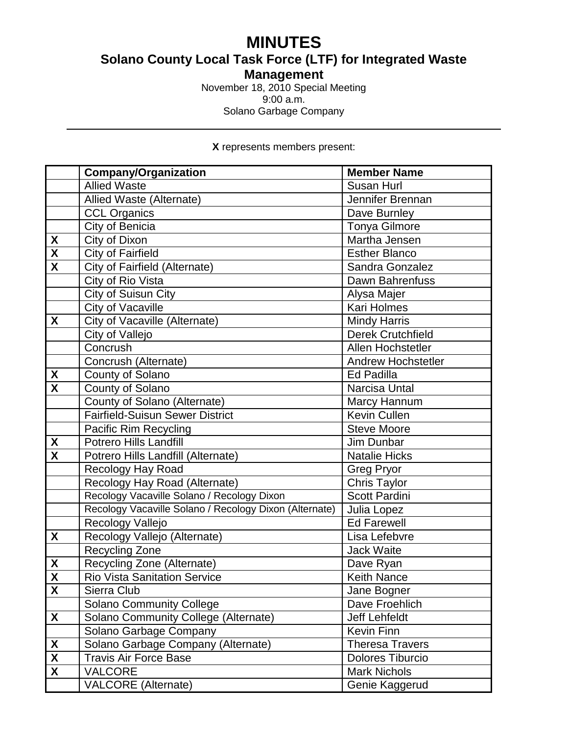# MINUTES

## Solano County Local Task Force (LTF) for Integrated Waste Management

November 18, 2010 Special Meeting
9:00 a.m.
Solano Garbage Company

---

**X** represents members present:

| | Company/Organization | Member Name |
|---|---|---|
| | Allied Waste | Susan Hurl |
| | Allied Waste (Alternate) | Jennifer Brennan |
| | CCL Organics | Dave Burnley |
| | City of Benicia | Tonya Gilmore |
| X | City of Dixon | Martha Jensen |
| X | City of Fairfield | Esther Blanco |
| X | City of Fairfield (Alternate) | Sandra Gonzalez |
| | City of Rio Vista | Dawn Bahrenfuss |
| | City of Suisun City | Alysa Majer |
| | City of Vacaville | Kari Holmes |
| X | City of Vacaville (Alternate) | Mindy Harris |
| | City of Vallejo | Derek Crutchfield |
| | Concrush | Allen Hochstetler |
| | Concrush (Alternate) | Andrew Hochstetler |
| X | County of Solano | Ed Padilla |
| X | County of Solano | Narcisa Untal |
| | County of Solano (Alternate) | Marcy Hannum |
| | Fairfield-Suisun Sewer District | Kevin Cullen |
| | Pacific Rim Recycling | Steve Moore |
| X | Potrero Hills Landfill | Jim Dunbar |
| X | Potrero Hills Landfill (Alternate) | Natalie Hicks |
| | Recology Hay Road | Greg Pryor |
| | Recology Hay Road (Alternate) | Chris Taylor |
| | Recology Vacaville Solano / Recology Dixon | Scott Pardini |
| | Recology Vacaville Solano / Recology Dixon (Alternate) | Julia Lopez |
| | Recology Vallejo | Ed Farewell |
| X | Recology Vallejo (Alternate) | Lisa Lefebvre |
| | Recycling Zone | Jack Waite |
| X | Recycling Zone (Alternate) | Dave Ryan |
| X | Rio Vista Sanitation Service | Keith Nance |
| X | Sierra Club | Jane Bogner |
| | Solano Community College | Dave Froehlich |
| X | Solano Community College (Alternate) | Jeff Lehfeldt |
| | Solano Garbage Company | Kevin Finn |
| X | Solano Garbage Company (Alternate) | Theresa Travers |
| X | Travis Air Force Base | Dolores Tiburcio |
| X | VALCORE | Mark Nichols |
| | VALCORE (Alternate) | Genie Kaggerud |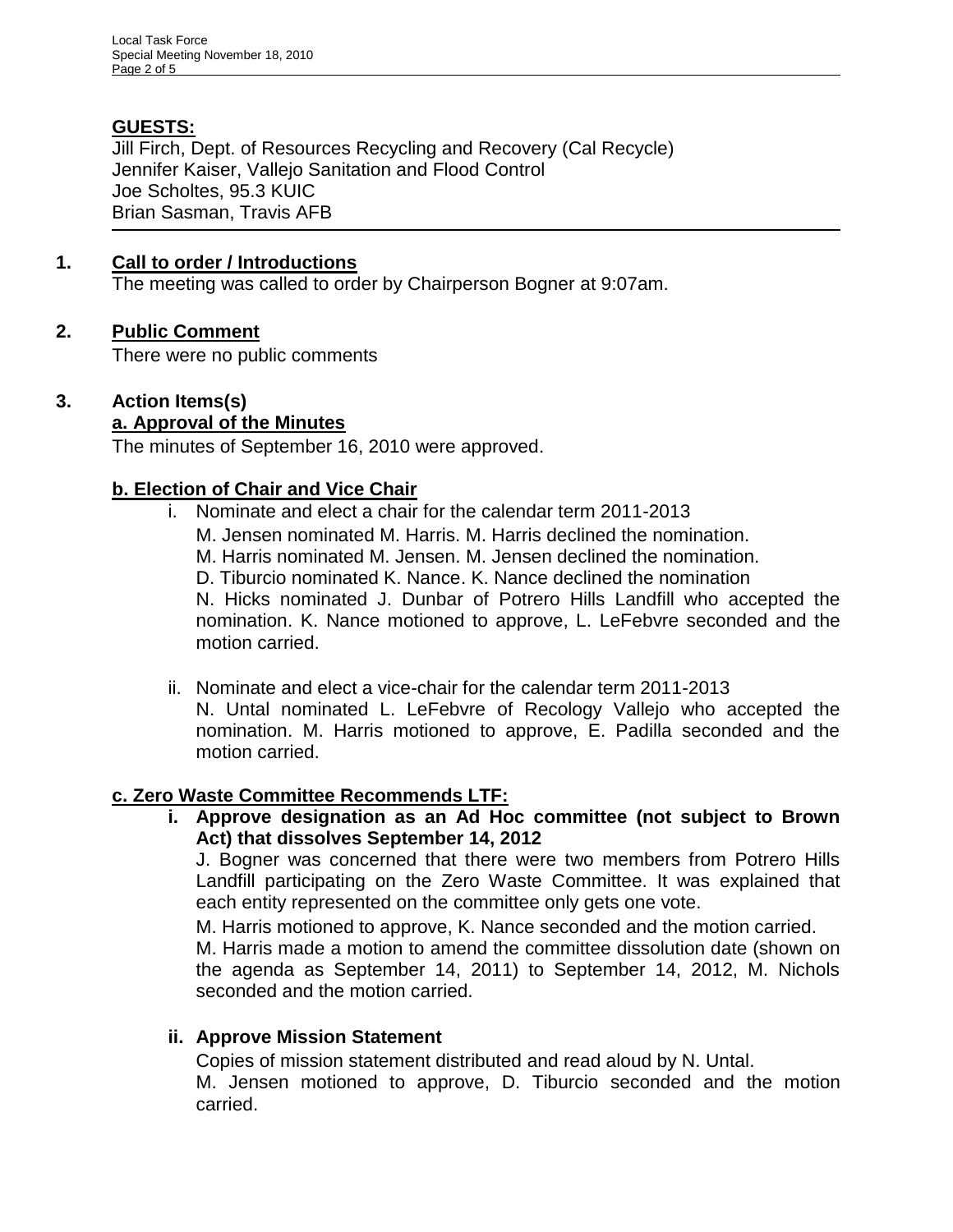## GUESTS:

Jill Firch, Dept. of Resources Recycling and Recovery (Cal Recycle)
Jennifer Kaiser, Vallejo Sanitation and Flood Control
Joe Scholtes, 95.3 KUIC
Brian Sasman, Travis AFB

---

## 1. Call to order / Introductions

The meeting was called to order by Chairperson Bogner at 9:07am.

## 2. Public Comment

There were no public comments

## 3. Action Items(s)

### a. Approval of the Minutes

The minutes of September 16, 2010 were approved.

### b. Election of Chair and Vice Chair

i. Nominate and elect a chair for the calendar term 2011-2013

M. Jensen nominated M. Harris. M. Harris declined the nomination.
M. Harris nominated M. Jensen. M. Jensen declined the nomination.
D. Tiburcio nominated K. Nance. K. Nance declined the nomination
N. Hicks nominated J. Dunbar of Potrero Hills Landfill who accepted the nomination. K. Nance motioned to approve, L. LeFebvre seconded and the motion carried.

ii. Nominate and elect a vice-chair for the calendar term 2011-2013

N. Untal nominated L. LeFebvre of Recology Vallejo who accepted the nomination. M. Harris motioned to approve, E. Padilla seconded and the motion carried.

### c. Zero Waste Committee Recommends LTF:

**i. Approve designation as an Ad Hoc committee (not subject to Brown Act) that dissolves September 14, 2012**

J. Bogner was concerned that there were two members from Potrero Hills Landfill participating on the Zero Waste Committee. It was explained that each entity represented on the committee only gets one vote.

M. Harris motioned to approve, K. Nance seconded and the motion carried.

M. Harris made a motion to amend the committee dissolution date (shown on the agenda as September 14, 2011) to September 14, 2012, M. Nichols seconded and the motion carried.

**ii. Approve Mission Statement**

Copies of mission statement distributed and read aloud by N. Untal.

M. Jensen motioned to approve, D. Tiburcio seconded and the motion carried.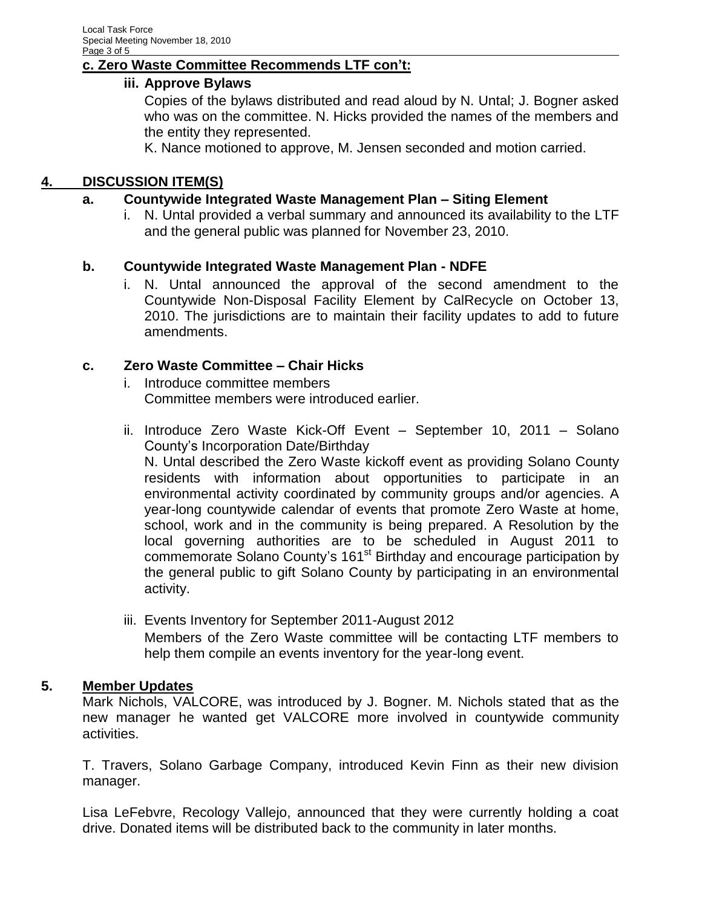**c. Zero Waste Committee Recommends LTF con't:**

**iii. Approve Bylaws**

Copies of the bylaws distributed and read aloud by N. Untal; J. Bogner asked who was on the committee. N. Hicks provided the names of the members and the entity they represented.

K. Nance motioned to approve, M. Jensen seconded and motion carried.

## 4. DISCUSSION ITEM(S)

### a. Countywide Integrated Waste Management Plan – Siting Element

i. N. Untal provided a verbal summary and announced its availability to the LTF and the general public was planned for November 23, 2010.

### b. Countywide Integrated Waste Management Plan - NDFE

i. N. Untal announced the approval of the second amendment to the Countywide Non-Disposal Facility Element by CalRecycle on October 13, 2010. The jurisdictions are to maintain their facility updates to add to future amendments.

### c. Zero Waste Committee – Chair Hicks

i. Introduce committee members

Committee members were introduced earlier.

ii. Introduce Zero Waste Kick-Off Event – September 10, 2011 – Solano County's Incorporation Date/Birthday

N. Untal described the Zero Waste kickoff event as providing Solano County residents with information about opportunities to participate in an environmental activity coordinated by community groups and/or agencies. A year-long countywide calendar of events that promote Zero Waste at home, school, work and in the community is being prepared. A Resolution by the local governing authorities are to be scheduled in August 2011 to commemorate Solano County's 161st Birthday and encourage participation by the general public to gift Solano County by participating in an environmental activity.

iii. Events Inventory for September 2011-August 2012

Members of the Zero Waste committee will be contacting LTF members to help them compile an events inventory for the year-long event.

## 5. Member Updates

Mark Nichols, VALCORE, was introduced by J. Bogner. M. Nichols stated that as the new manager he wanted get VALCORE more involved in countywide community activities.

T. Travers, Solano Garbage Company, introduced Kevin Finn as their new division manager.

Lisa LeFebvre, Recology Vallejo, announced that they were currently holding a coat drive. Donated items will be distributed back to the community in later months.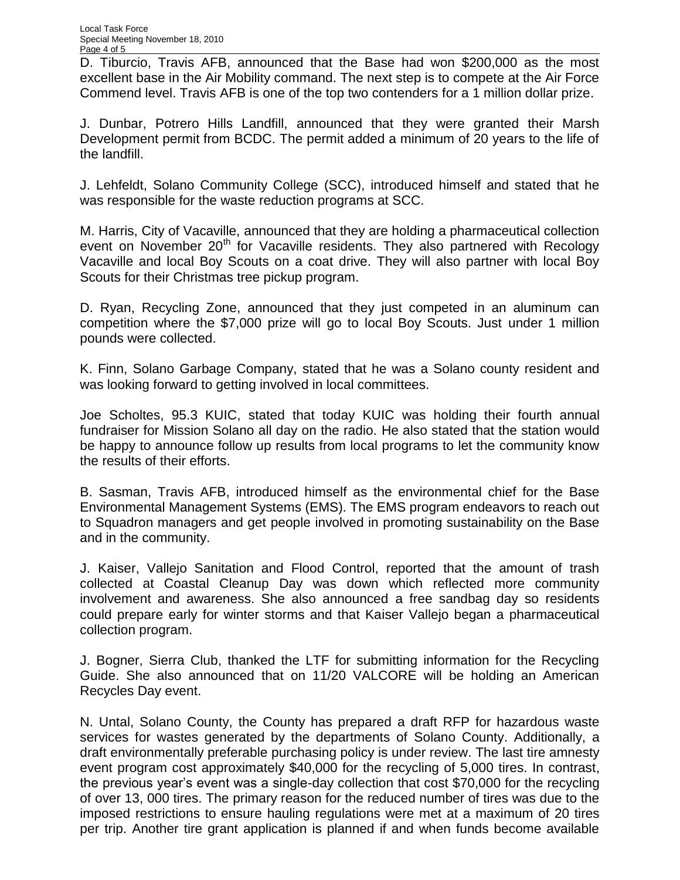D. Tiburcio, Travis AFB, announced that the Base had won $200,000 as the most excellent base in the Air Mobility command. The next step is to compete at the Air Force Commend level. Travis AFB is one of the top two contenders for a 1 million dollar prize.

J. Dunbar, Potrero Hills Landfill, announced that they were granted their Marsh Development permit from BCDC. The permit added a minimum of 20 years to the life of the landfill.

J. Lehfeldt, Solano Community College (SCC), introduced himself and stated that he was responsible for the waste reduction programs at SCC.

M. Harris, City of Vacaville, announced that they are holding a pharmaceutical collection event on November 20th for Vacaville residents. They also partnered with Recology Vacaville and local Boy Scouts on a coat drive. They will also partner with local Boy Scouts for their Christmas tree pickup program.

D. Ryan, Recycling Zone, announced that they just competed in an aluminum can competition where the $7,000 prize will go to local Boy Scouts. Just under 1 million pounds were collected.

K. Finn, Solano Garbage Company, stated that he was a Solano county resident and was looking forward to getting involved in local committees.

Joe Scholtes, 95.3 KUIC, stated that today KUIC was holding their fourth annual fundraiser for Mission Solano all day on the radio. He also stated that the station would be happy to announce follow up results from local programs to let the community know the results of their efforts.

B. Sasman, Travis AFB, introduced himself as the environmental chief for the Base Environmental Management Systems (EMS). The EMS program endeavors to reach out to Squadron managers and get people involved in promoting sustainability on the Base and in the community.

J. Kaiser, Vallejo Sanitation and Flood Control, reported that the amount of trash collected at Coastal Cleanup Day was down which reflected more community involvement and awareness. She also announced a free sandbag day so residents could prepare early for winter storms and that Kaiser Vallejo began a pharmaceutical collection program.

J. Bogner, Sierra Club, thanked the LTF for submitting information for the Recycling Guide. She also announced that on 11/20 VALCORE will be holding an American Recycles Day event.

N. Untal, Solano County, the County has prepared a draft RFP for hazardous waste services for wastes generated by the departments of Solano County. Additionally, a draft environmentally preferable purchasing policy is under review. The last tire amnesty event program cost approximately $40,000 for the recycling of 5,000 tires. In contrast, the previous year's event was a single-day collection that cost $70,000 for the recycling of over 13, 000 tires. The primary reason for the reduced number of tires was due to the imposed restrictions to ensure hauling regulations were met at a maximum of 20 tires per trip. Another tire grant application is planned if and when funds become available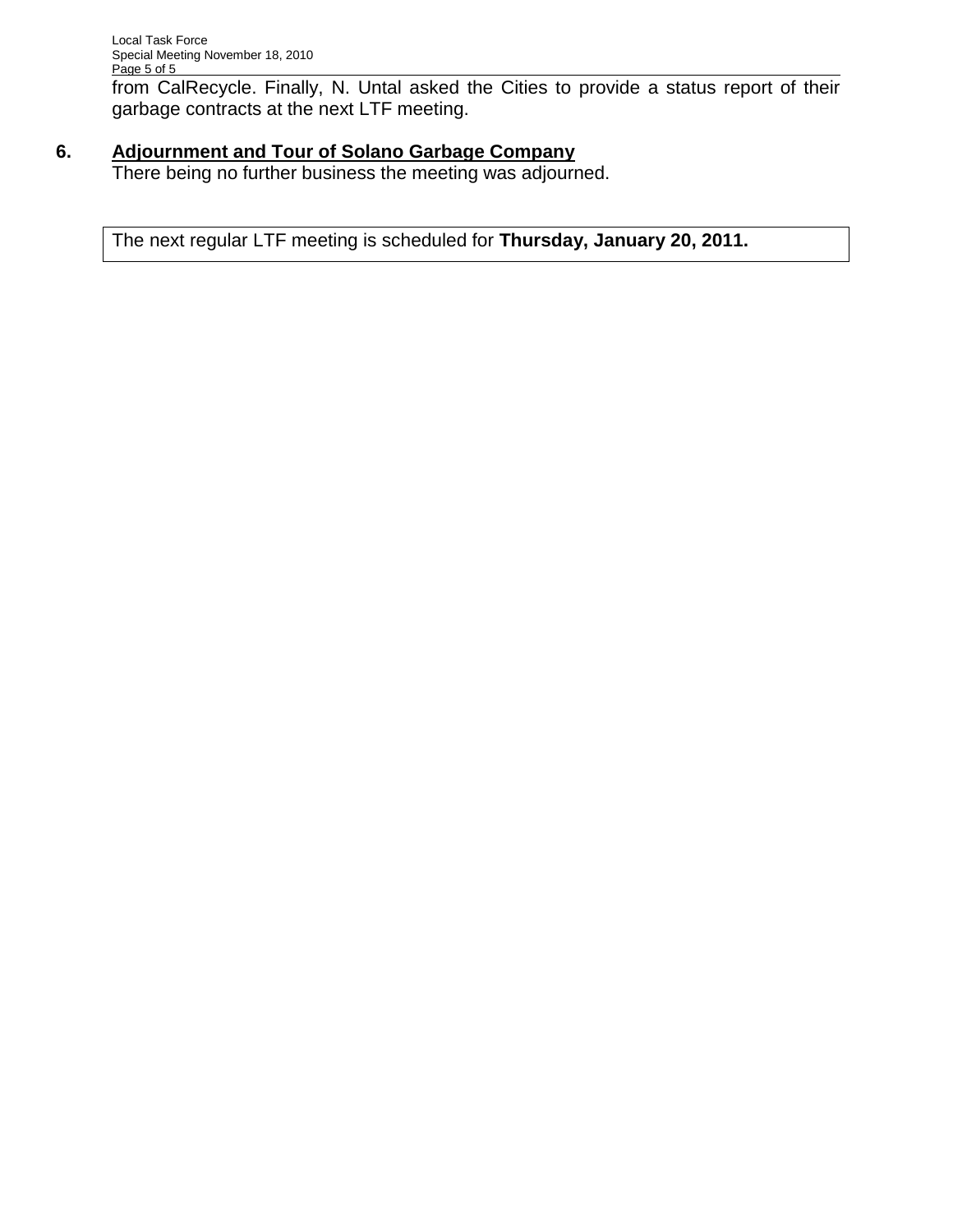from CalRecycle. Finally, N. Untal asked the Cities to provide a status report of their garbage contracts at the next LTF meeting.

**6. Adjournment and Tour of Solano Garbage Company**

There being no further business the meeting was adjourned.

The next regular LTF meeting is scheduled for **Thursday, January 20, 2011.**